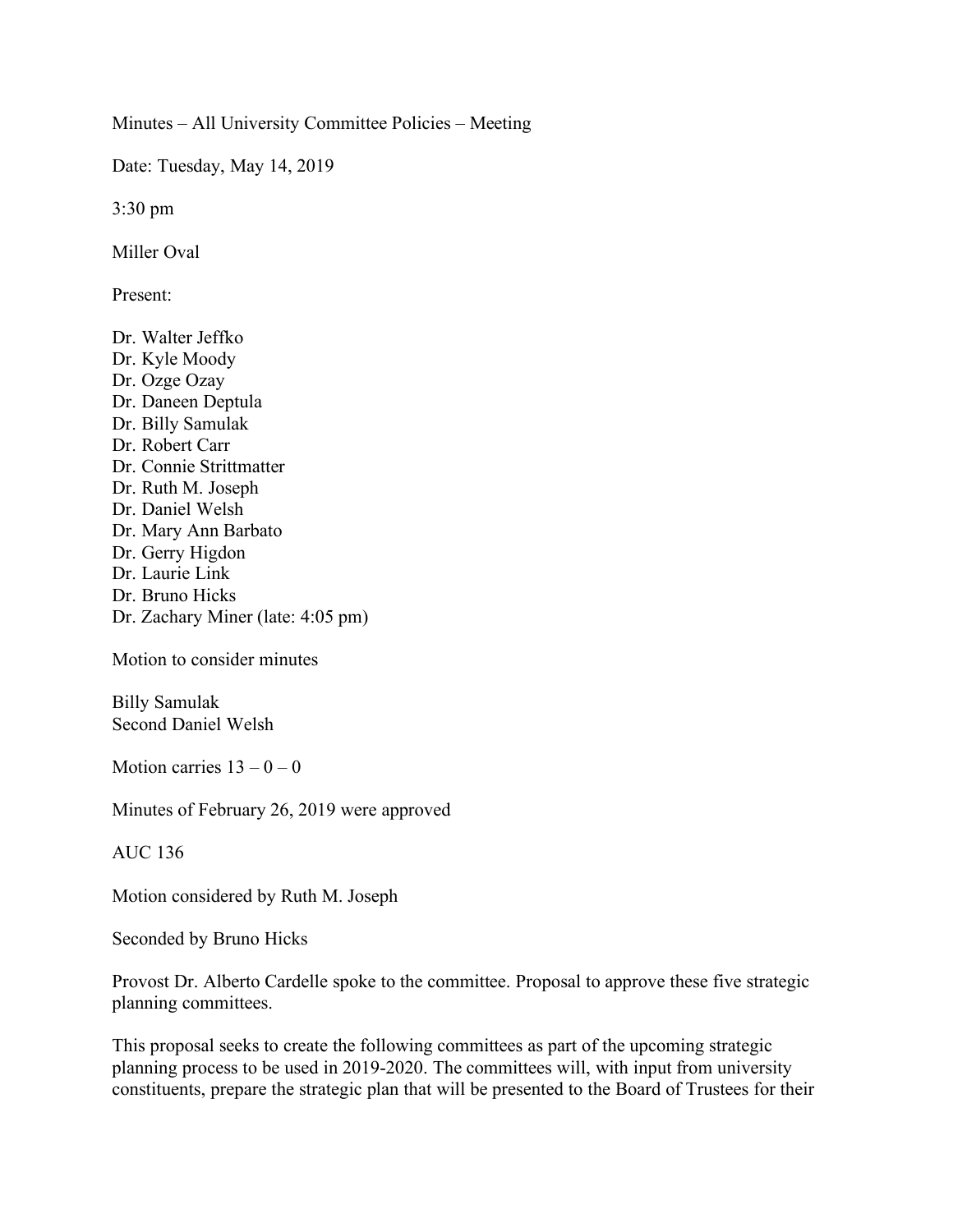Minutes – All University Committee Policies – Meeting

Date: Tuesday, May 14, 2019

3:30 pm

Miller Oval

Present:

Dr. Walter Jeffko
Dr. Kyle Moody
Dr. Ozge Ozay
Dr. Daneen Deptula
Dr. Billy Samulak
Dr. Robert Carr
Dr. Connie Strittmatter
Dr. Ruth M. Joseph
Dr. Daniel Welsh
Dr. Mary Ann Barbato
Dr. Gerry Higdon
Dr. Laurie Link
Dr. Bruno Hicks
Dr. Zachary Miner (late: 4:05 pm)

Motion to consider minutes

Billy Samulak
Second Daniel Welsh

Motion carries 13 – 0 – 0

Minutes of February 26, 2019 were approved

AUC 136

Motion considered by Ruth M. Joseph

Seconded by Bruno Hicks

Provost Dr. Alberto Cardelle spoke to the committee. Proposal to approve these five strategic planning committees.

This proposal seeks to create the following committees as part of the upcoming strategic planning process to be used in 2019-2020. The committees will, with input from university constituents, prepare the strategic plan that will be presented to the Board of Trustees for their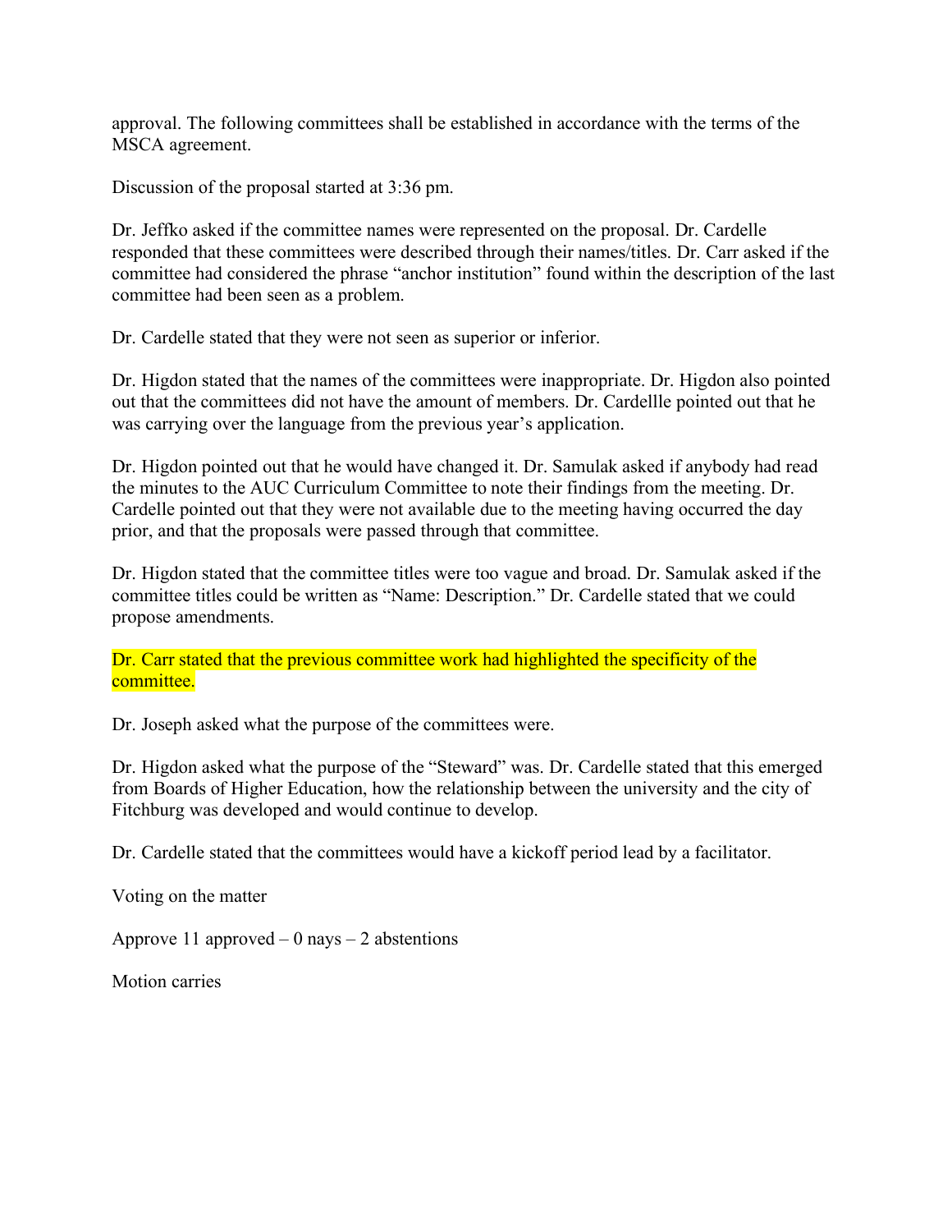approval. The following committees shall be established in accordance with the terms of the MSCA agreement.

Discussion of the proposal started at 3:36 pm.

Dr. Jeffko asked if the committee names were represented on the proposal. Dr. Cardelle responded that these committees were described through their names/titles. Dr. Carr asked if the committee had considered the phrase "anchor institution" found within the description of the last committee had been seen as a problem.

Dr. Cardelle stated that they were not seen as superior or inferior.

Dr. Higdon stated that the names of the committees were inappropriate. Dr. Higdon also pointed out that the committees did not have the amount of members. Dr. Cardellle pointed out that he was carrying over the language from the previous year's application.

Dr. Higdon pointed out that he would have changed it. Dr. Samulak asked if anybody had read the minutes to the AUC Curriculum Committee to note their findings from the meeting. Dr. Cardelle pointed out that they were not available due to the meeting having occurred the day prior, and that the proposals were passed through that committee.

Dr. Higdon stated that the committee titles were too vague and broad. Dr. Samulak asked if the committee titles could be written as "Name: Description." Dr. Cardelle stated that we could propose amendments.

Dr. Carr stated that the previous committee work had highlighted the specificity of the committee.

Dr. Joseph asked what the purpose of the committees were.

Dr. Higdon asked what the purpose of the "Steward" was. Dr. Cardelle stated that this emerged from Boards of Higher Education, how the relationship between the university and the city of Fitchburg was developed and would continue to develop.

Dr. Cardelle stated that the committees would have a kickoff period lead by a facilitator.

Voting on the matter

Approve 11 approved – 0 nays – 2 abstentions

Motion carries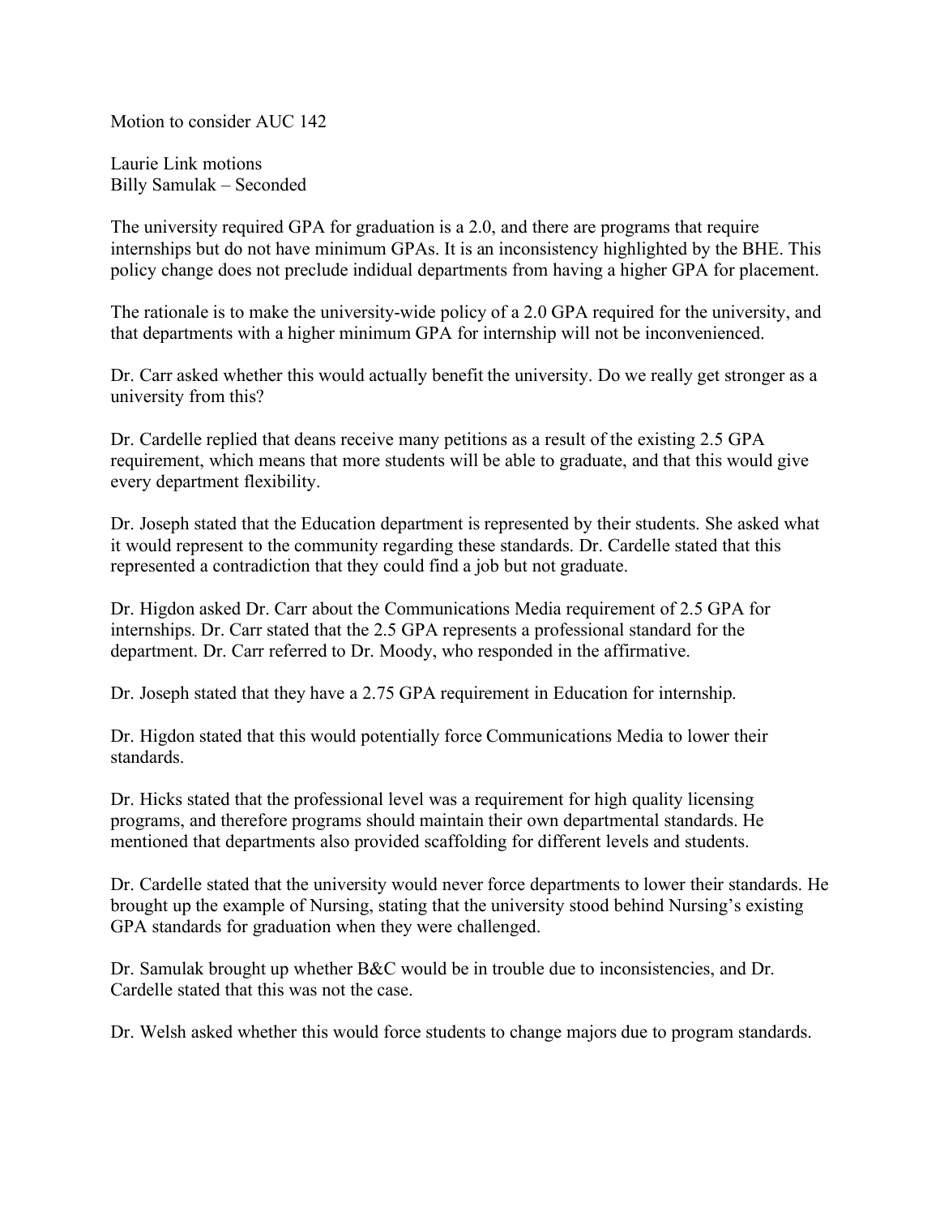Motion to consider AUC 142

Laurie Link motions
Billy Samulak – Seconded

The university required GPA for graduation is a 2.0, and there are programs that require internships but do not have minimum GPAs. It is an inconsistency highlighted by the BHE. This policy change does not preclude indidual departments from having a higher GPA for placement.

The rationale is to make the university-wide policy of a 2.0 GPA required for the university, and that departments with a higher minimum GPA for internship will not be inconvenienced.

Dr. Carr asked whether this would actually benefit the university. Do we really get stronger as a university from this?

Dr. Cardelle replied that deans receive many petitions as a result of the existing 2.5 GPA requirement, which means that more students will be able to graduate, and that this would give every department flexibility.

Dr. Joseph stated that the Education department is represented by their students. She asked what it would represent to the community regarding these standards. Dr. Cardelle stated that this represented a contradiction that they could find a job but not graduate.

Dr. Higdon asked Dr. Carr about the Communications Media requirement of 2.5 GPA for internships. Dr. Carr stated that the 2.5 GPA represents a professional standard for the department. Dr. Carr referred to Dr. Moody, who responded in the affirmative.

Dr. Joseph stated that they have a 2.75 GPA requirement in Education for internship.

Dr. Higdon stated that this would potentially force Communications Media to lower their standards.

Dr. Hicks stated that the professional level was a requirement for high quality licensing programs, and therefore programs should maintain their own departmental standards. He mentioned that departments also provided scaffolding for different levels and students.

Dr. Cardelle stated that the university would never force departments to lower their standards. He brought up the example of Nursing, stating that the university stood behind Nursing's existing GPA standards for graduation when they were challenged.

Dr. Samulak brought up whether B&C would be in trouble due to inconsistencies, and Dr. Cardelle stated that this was not the case.

Dr. Welsh asked whether this would force students to change majors due to program standards.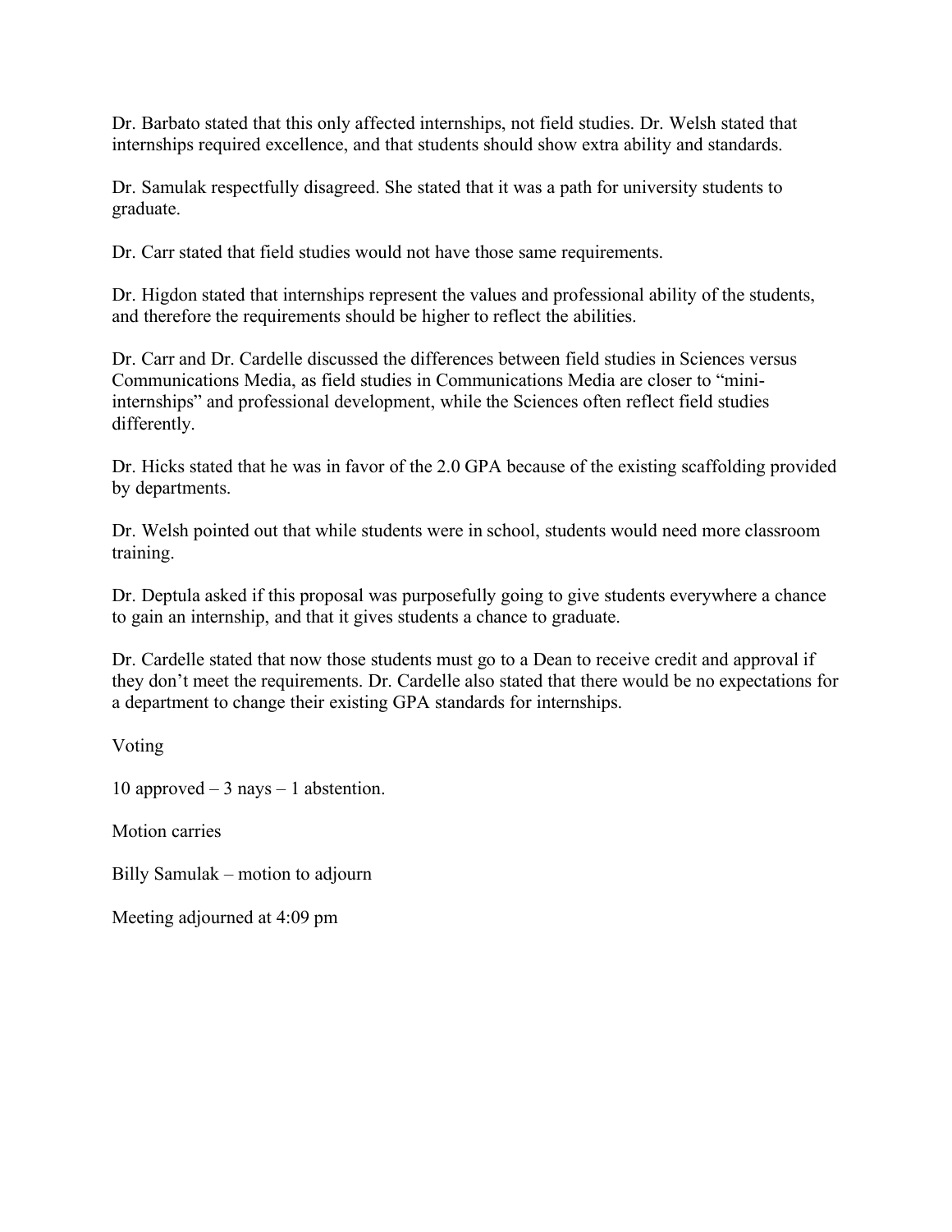Dr. Barbato stated that this only affected internships, not field studies. Dr. Welsh stated that internships required excellence, and that students should show extra ability and standards.

Dr. Samulak respectfully disagreed. She stated that it was a path for university students to graduate.

Dr. Carr stated that field studies would not have those same requirements.

Dr. Higdon stated that internships represent the values and professional ability of the students, and therefore the requirements should be higher to reflect the abilities.

Dr. Carr and Dr. Cardelle discussed the differences between field studies in Sciences versus Communications Media, as field studies in Communications Media are closer to "mini-internships" and professional development, while the Sciences often reflect field studies differently.

Dr. Hicks stated that he was in favor of the 2.0 GPA because of the existing scaffolding provided by departments.

Dr. Welsh pointed out that while students were in school, students would need more classroom training.

Dr. Deptula asked if this proposal was purposefully going to give students everywhere a chance to gain an internship, and that it gives students a chance to graduate.

Dr. Cardelle stated that now those students must go to a Dean to receive credit and approval if they don't meet the requirements. Dr. Cardelle also stated that there would be no expectations for a department to change their existing GPA standards for internships.

Voting

10 approved – 3 nays – 1 abstention.

Motion carries

Billy Samulak – motion to adjourn

Meeting adjourned at 4:09 pm